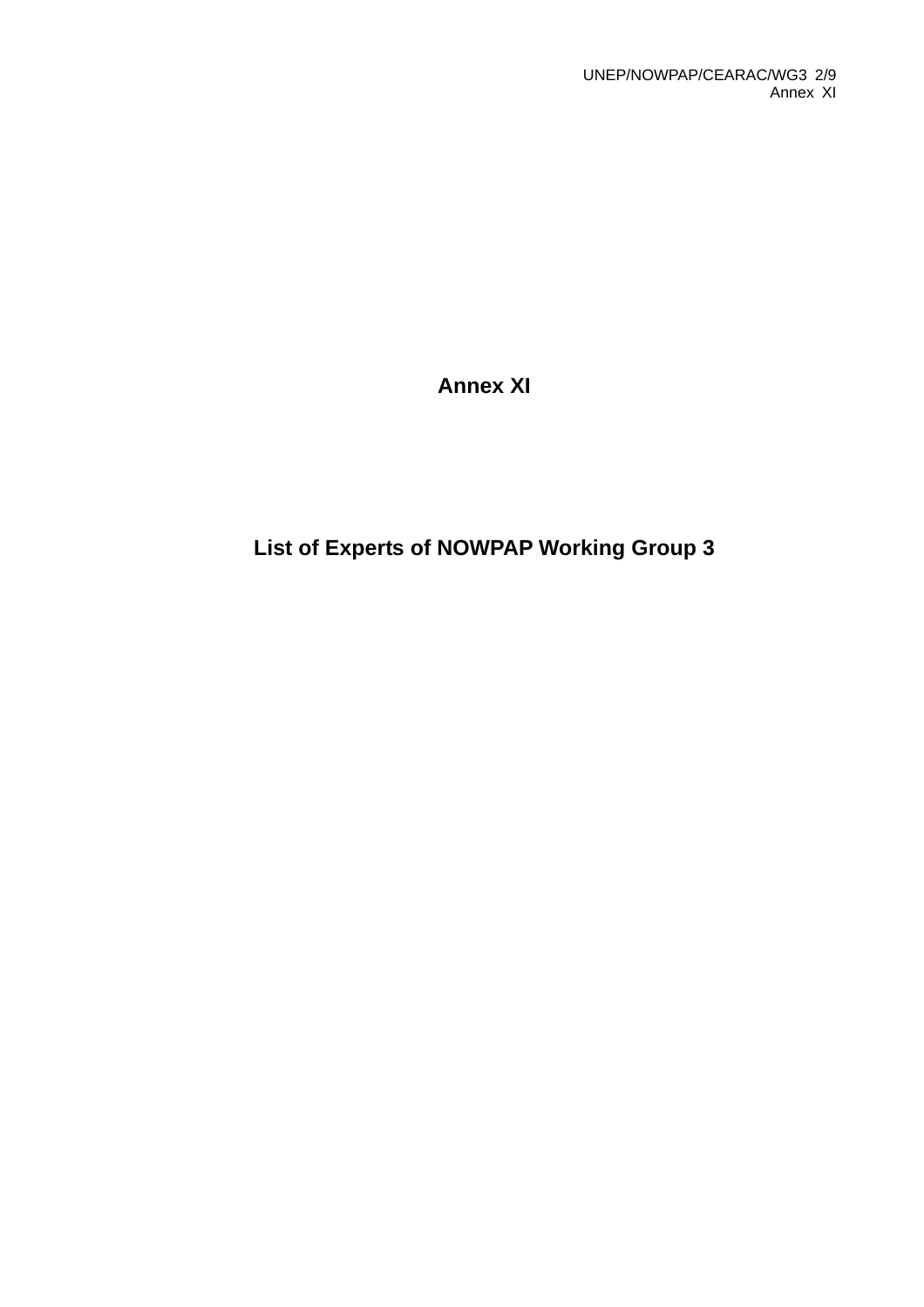# Annex XI

## List of Experts of NOWPAP Working Group 3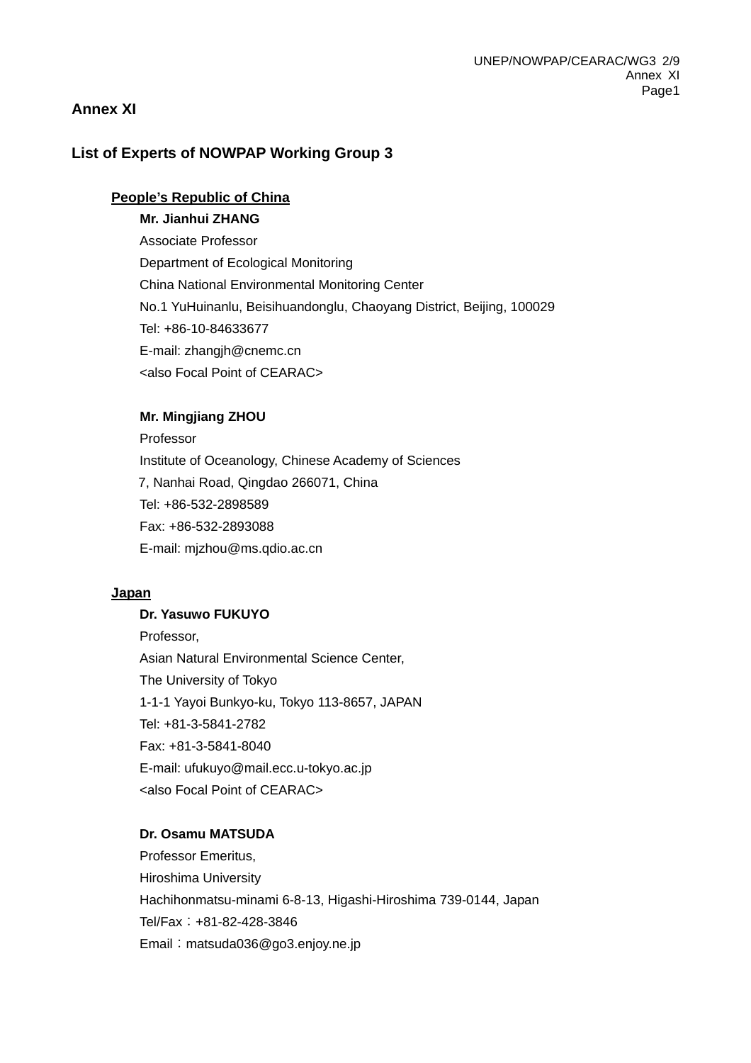# Annex XI

## List of Experts of NOWPAP Working Group 3

### People's Republic of China

**Mr. Jianhui ZHANG**
Associate Professor
Department of Ecological Monitoring
China National Environmental Monitoring Center
No.1 YuHuinanlu, Beisihuandonglu, Chaoyang District, Beijing, 100029
Tel: +86-10-84633677
E-mail: zhangjh@cnemc.cn
<also Focal Point of CEARAC>

**Mr. Mingjiang ZHOU**
Professor
Institute of Oceanology, Chinese Academy of Sciences
7, Nanhai Road, Qingdao 266071, China
Tel: +86-532-2898589
Fax: +86-532-2893088
E-mail: mjzhou@ms.qdio.ac.cn

### Japan

**Dr. Yasuwo FUKUYO**
Professor,
Asian Natural Environmental Science Center,
The University of Tokyo
1-1-1 Yayoi Bunkyo-ku, Tokyo 113-8657, JAPAN
Tel: +81-3-5841-2782
Fax: +81-3-5841-8040
E-mail: ufukuyo@mail.ecc.u-tokyo.ac.jp
<also Focal Point of CEARAC>

**Dr. Osamu MATSUDA**
Professor Emeritus,
Hiroshima University
Hachihonmatsu-minami 6-8-13, Higashi-Hiroshima 739-0144, Japan
Tel/Fax：+81-82-428-3846
Email：matsuda036@go3.enjoy.ne.jp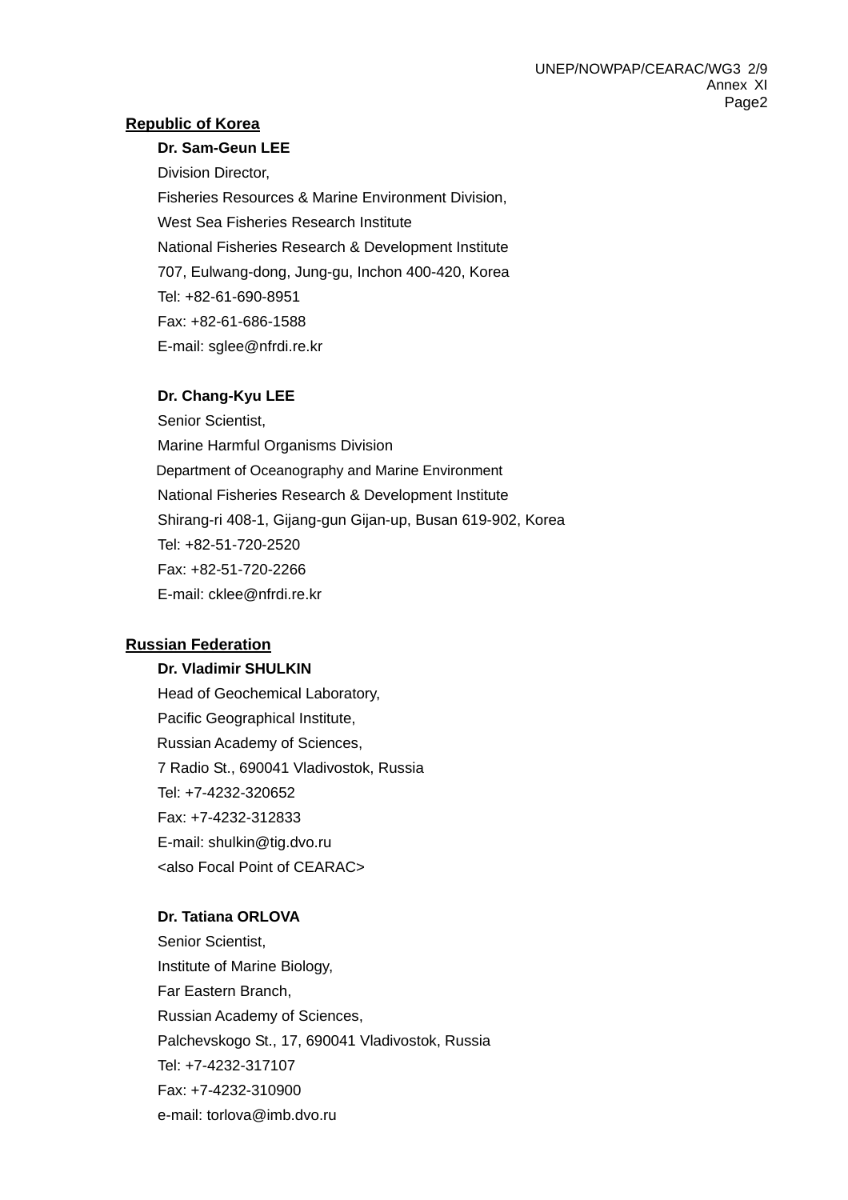**Republic of Korea**

**Dr. Sam-Geun LEE**
Division Director,
Fisheries Resources & Marine Environment Division,
West Sea Fisheries Research Institute
National Fisheries Research & Development Institute
707, Eulwang-dong, Jung-gu, Inchon 400-420, Korea
Tel: +82-61-690-8951
Fax: +82-61-686-1588
E-mail: sglee@nfrdi.re.kr

**Dr. Chang-Kyu LEE**
Senior Scientist,
Marine Harmful Organisms Division
Department of Oceanography and Marine Environment
National Fisheries Research & Development Institute
Shirang-ri 408-1, Gijang-gun Gijan-up, Busan 619-902, Korea
Tel: +82-51-720-2520
Fax: +82-51-720-2266
E-mail: cklee@nfrdi.re.kr

**Russian Federation**

**Dr. Vladimir SHULKIN**
Head of Geochemical Laboratory,
Pacific Geographical Institute,
Russian Academy of Sciences,
7 Radio St., 690041 Vladivostok, Russia
Tel: +7-4232-320652
Fax: +7-4232-312833
E-mail: shulkin@tig.dvo.ru
<also Focal Point of CEARAC>

**Dr. Tatiana ORLOVA**
Senior Scientist,
Institute of Marine Biology,
Far Eastern Branch,
Russian Academy of Sciences,
Palchevskogo St., 17, 690041 Vladivostok, Russia
Tel: +7-4232-317107
Fax: +7-4232-310900
e-mail: torlova@imb.dvo.ru